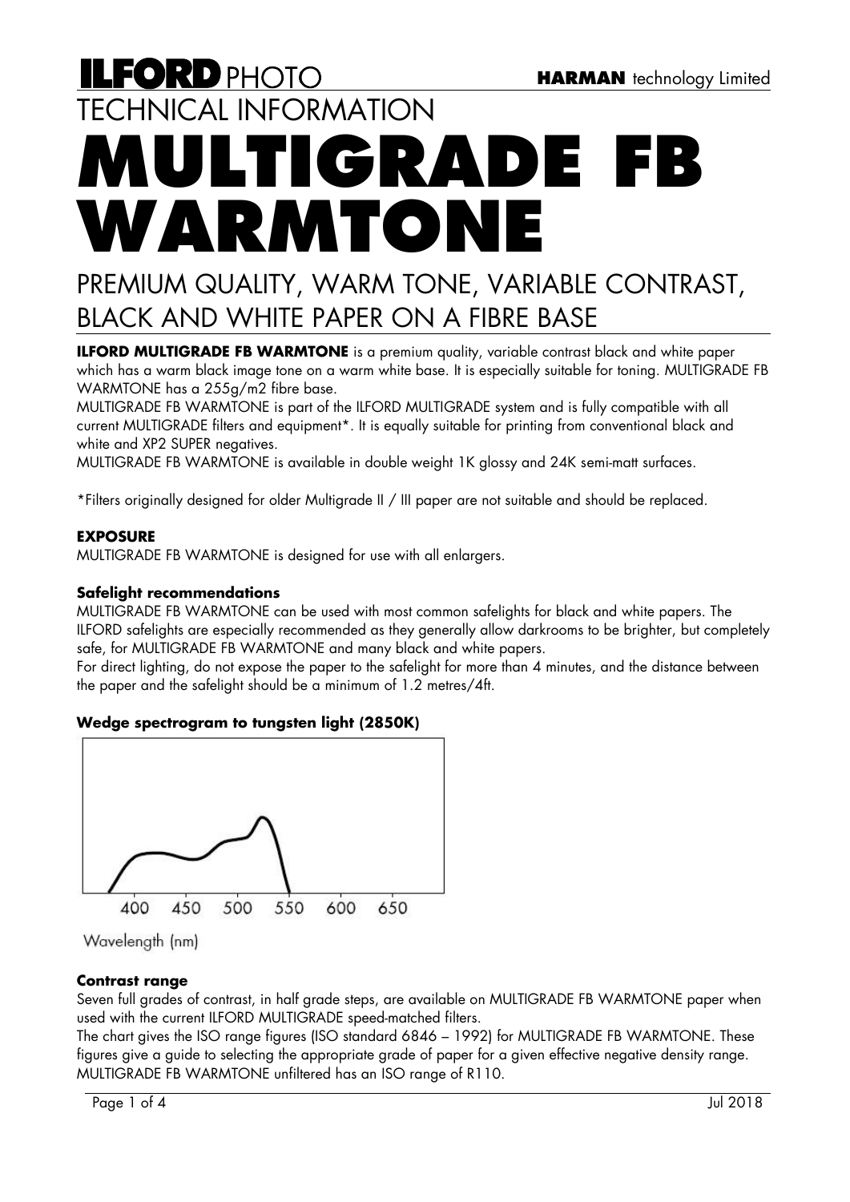# ILFORD PHOTO

HARMAN technology Limited

TECHNICAL INFORMATION

# MULTIGRADE FB WARMTONE

## PREMIUM QUALITY, WARM TONE, VARIABLE CONTRAST, BLACK AND WHITE PAPER ON A FIBRE BASE

**ILFORD MULTIGRADE FB WARMTONE** is a premium quality, variable contrast black and white paper which has a warm black image tone on a warm white base. It is especially suitable for toning. MULTIGRADE FB WARMTONE has a 255g/m2 fibre base.

MULTIGRADE FB WARMTONE is part of the ILFORD MULTIGRADE system and is fully compatible with all current MULTIGRADE filters and equipment*. It is equally suitable for printing from conventional black and white and XP2 SUPER negatives.

MULTIGRADE FB WARMTONE is available in double weight 1K glossy and 24K semi-matt surfaces.

*Filters originally designed for older Multigrade II / III paper are not suitable and should be replaced.

### EXPOSURE

MULTIGRADE FB WARMTONE is designed for use with all enlargers.

#### Safelight recommendations

MULTIGRADE FB WARMTONE can be used with most common safelights for black and white papers. The ILFORD safelights are especially recommended as they generally allow darkrooms to be brighter, but completely safe, for MULTIGRADE FB WARMTONE and many black and white papers.

For direct lighting, do not expose the paper to the safelight for more than 4 minutes, and the distance between the paper and the safelight should be a minimum of 1.2 metres/4ft.

#### Wedge spectrogram to tungsten light (2850K)

400 450 500 550 600 650

Wavelength (nm)

#### Contrast range

Seven full grades of contrast, in half grade steps, are available on MULTIGRADE FB WARMTONE paper when used with the current ILFORD MULTIGRADE speed-matched filters.

The chart gives the ISO range figures (ISO standard 6846 – 1992) for MULTIGRADE FB WARMTONE. These figures give a guide to selecting the appropriate grade of paper for a given effective negative density range. MULTIGRADE FB WARMTONE unfiltered has an ISO range of R110.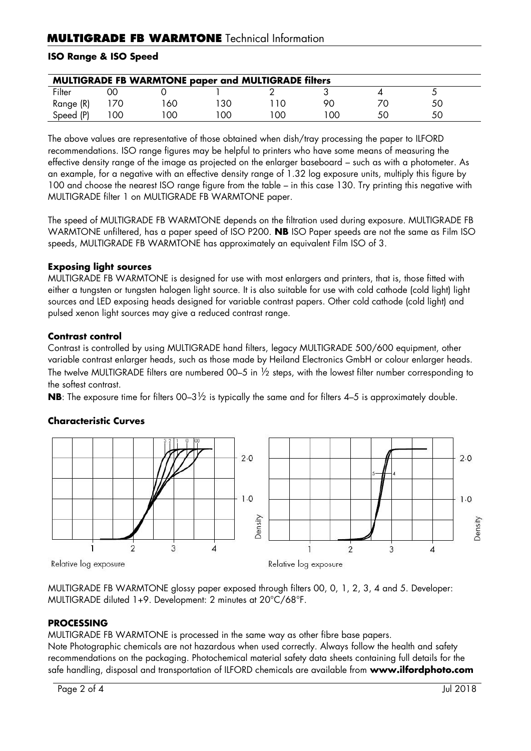## ISO Range & ISO Speed

| MULTIGRADE FB WARMTONE paper and MULTIGRADE filters | | | | | | | |
|---|---|---|---|---|---|---|---|
| Filter | 00 | 0 | 1 | 2 | 3 | 4 | 5 |
| Range (R) | 170 | 160 | 130 | 110 | 90 | 70 | 50 |
| Speed (P) | 100 | 100 | 100 | 100 | 100 | 50 | 50 |

The above values are representative of those obtained when dish/tray processing the paper to ILFORD recommendations. ISO range figures may be helpful to printers who have some means of measuring the effective density range of the image as projected on the enlarger baseboard – such as with a photometer. As an example, for a negative with an effective density range of 1.32 log exposure units, multiply this figure by 100 and choose the nearest ISO range figure from the table – in this case 130. Try printing this negative with MULTIGRADE filter 1 on MULTIGRADE FB WARMTONE paper.

The speed of MULTIGRADE FB WARMTONE depends on the filtration used during exposure. MULTIGRADE FB WARMTONE unfiltered, has a paper speed of ISO P200. **NB** ISO Paper speeds are not the same as Film ISO speeds, MULTIGRADE FB WARMTONE has approximately an equivalent Film ISO of 3.

### Exposing light sources

MULTIGRADE FB WARMTONE is designed for use with most enlargers and printers, that is, those fitted with either a tungsten or tungsten halogen light source. It is also suitable for use with cold cathode (cold light) light sources and LED exposing heads designed for variable contrast papers. Other cold cathode (cold light) and pulsed xenon light sources may give a reduced contrast range.

### Contrast control

Contrast is controlled by using MULTIGRADE hand filters, legacy MULTIGRADE 500/600 equipment, other variable contrast enlarger heads, such as those made by Heiland Electronics GmbH or colour enlarger heads. The twelve MULTIGRADE filters are numbered 00–5 in ½ steps, with the lowest filter number corresponding to the softest contrast.

**NB**: The exposure time for filters 00–3½ is typically the same and for filters 4–5 is approximately double.

### Characteristic Curves

MULTIGRADE FB WARMTONE glossy paper exposed through filters 00, 0, 1, 2, 3, 4 and 5. Developer: MULTIGRADE diluted 1+9. Development: 2 minutes at 20°C/68°F.

### PROCESSING

MULTIGRADE FB WARMTONE is processed in the same way as other fibre base papers.

Note Photographic chemicals are not hazardous when used correctly. Always follow the health and safety recommendations on the packaging. Photochemical material safety data sheets containing full details for the safe handling, disposal and transportation of ILFORD chemicals are available from **www.ilfordphoto.com**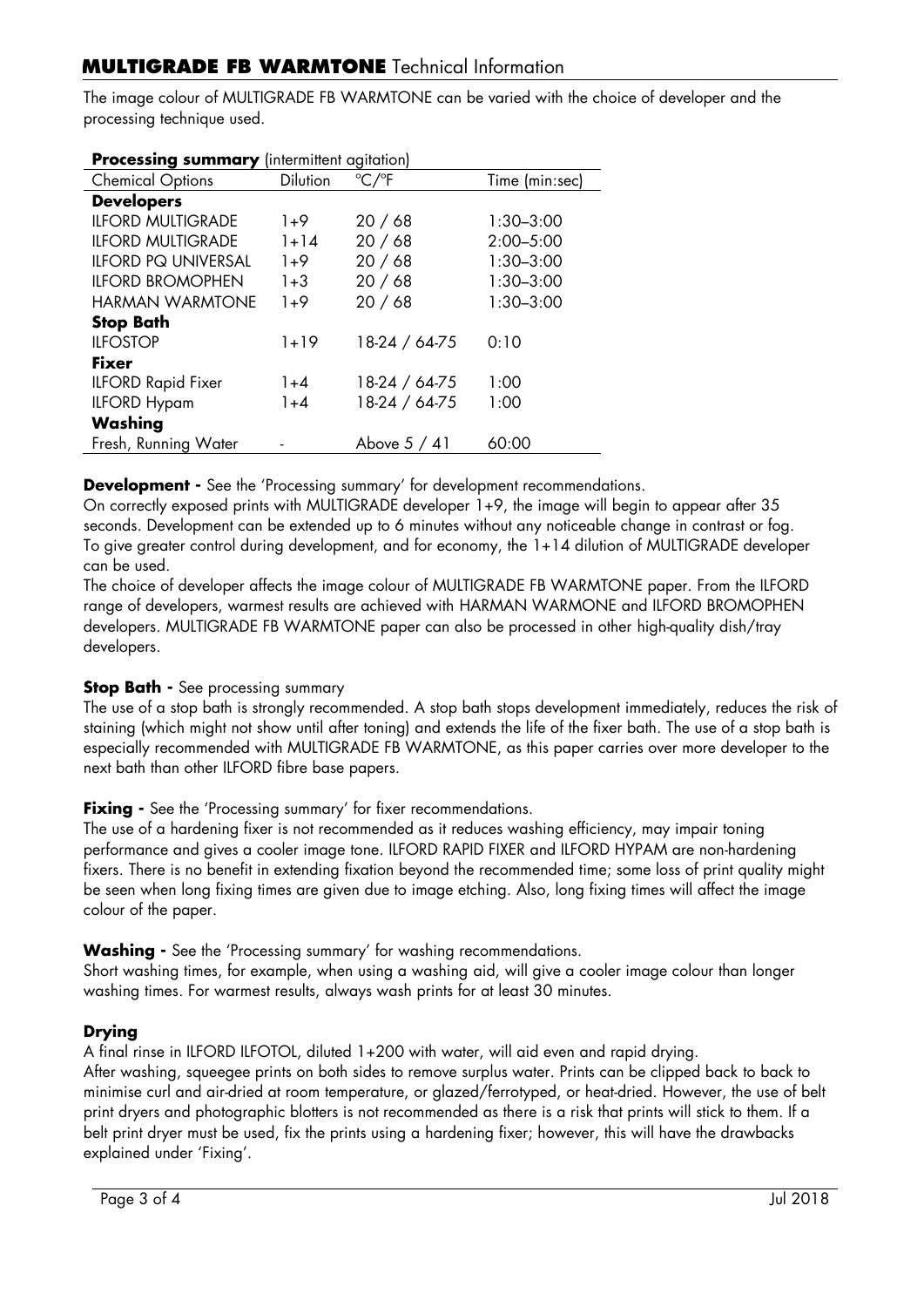# **MULTIGRADE FB WARMTONE** Technical Information

The image colour of MULTIGRADE FB WARMTONE can be varied with the choice of developer and the processing technique used.

**Processing summary** (intermittent agitation)

| Chemical Options | Dilution | °C/°F | Time (min:sec) |
|---|---|---|---|
| **Developers** | | | |
| ILFORD MULTIGRADE | 1+9 | 20 / 68 | 1:30–3:00 |
| ILFORD MULTIGRADE | 1+14 | 20 / 68 | 2:00–5:00 |
| ILFORD PQ UNIVERSAL | 1+9 | 20 / 68 | 1:30–3:00 |
| ILFORD BROMOPHEN | 1+3 | 20 / 68 | 1:30–3:00 |
| HARMAN WARMTONE | 1+9 | 20 / 68 | 1:30–3:00 |
| **Stop Bath** | | | |
| ILFOSTOP | 1+19 | 18-24 / 64-75 | 0:10 |
| **Fixer** | | | |
| ILFORD Rapid Fixer | 1+4 | 18-24 / 64-75 | 1:00 |
| ILFORD Hypam | 1+4 | 18-24 / 64-75 | 1:00 |
| **Washing** | | | |
| Fresh, Running Water | - | Above 5 / 41 | 60:00 |

**Development -** See the 'Processing summary' for development recommendations.

On correctly exposed prints with MULTIGRADE developer 1+9, the image will begin to appear after 35 seconds. Development can be extended up to 6 minutes without any noticeable change in contrast or fog. To give greater control during development, and for economy, the 1+14 dilution of MULTIGRADE developer can be used.

The choice of developer affects the image colour of MULTIGRADE FB WARMTONE paper. From the ILFORD range of developers, warmest results are achieved with HARMAN WARMONE and ILFORD BROMOPHEN developers. MULTIGRADE FB WARMTONE paper can also be processed in other high-quality dish/tray developers.

**Stop Bath -** See processing summary

The use of a stop bath is strongly recommended. A stop bath stops development immediately, reduces the risk of staining (which might not show until after toning) and extends the life of the fixer bath. The use of a stop bath is especially recommended with MULTIGRADE FB WARMTONE, as this paper carries over more developer to the next bath than other ILFORD fibre base papers.

**Fixing -** See the 'Processing summary' for fixer recommendations.

The use of a hardening fixer is not recommended as it reduces washing efficiency, may impair toning performance and gives a cooler image tone. ILFORD RAPID FIXER and ILFORD HYPAM are non-hardening fixers. There is no benefit in extending fixation beyond the recommended time; some loss of print quality might be seen when long fixing times are given due to image etching. Also, long fixing times will affect the image colour of the paper.

**Washing -** See the 'Processing summary' for washing recommendations.

Short washing times, for example, when using a washing aid, will give a cooler image colour than longer washing times. For warmest results, always wash prints for at least 30 minutes.

**Drying**

A final rinse in ILFORD ILFOTOL, diluted 1+200 with water, will aid even and rapid drying.

After washing, squeegee prints on both sides to remove surplus water. Prints can be clipped back to back to minimise curl and air-dried at room temperature, or glazed/ferrotyped, or heat-dried. However, the use of belt print dryers and photographic blotters is not recommended as there is a risk that prints will stick to them. If a belt print dryer must be used, fix the prints using a hardening fixer; however, this will have the drawbacks explained under 'Fixing'.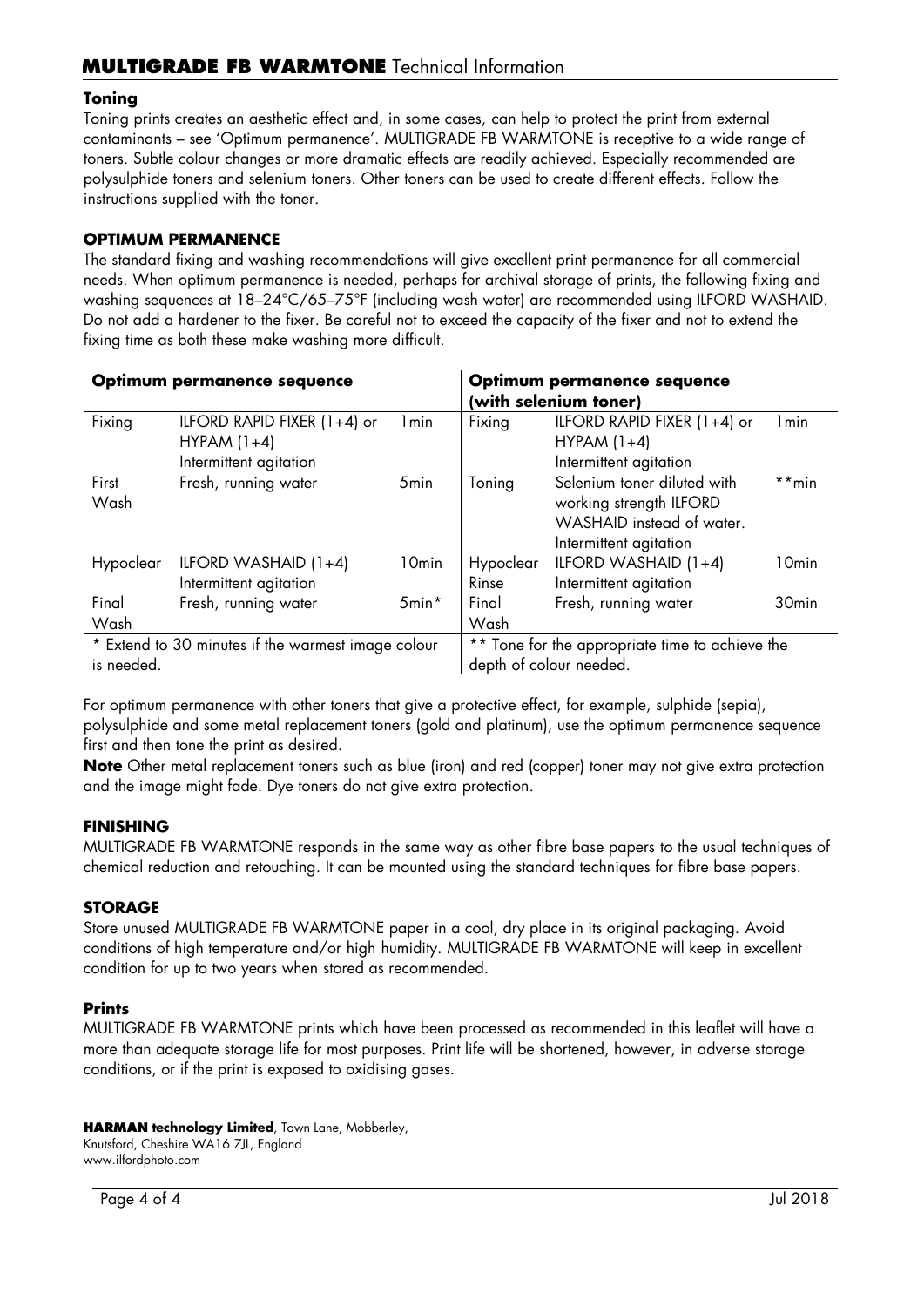### Toning

Toning prints creates an aesthetic effect and, in some cases, can help to protect the print from external contaminants – see 'Optimum permanence'. MULTIGRADE FB WARMTONE is receptive to a wide range of toners. Subtle colour changes or more dramatic effects are readily achieved. Especially recommended are polysulphide toners and selenium toners. Other toners can be used to create different effects. Follow the instructions supplied with the toner.

### OPTIMUM PERMANENCE

The standard fixing and washing recommendations will give excellent print permanence for all commercial needs. When optimum permanence is needed, perhaps for archival storage of prints, the following fixing and washing sequences at 18–24°C/65–75°F (including wash water) are recommended using ILFORD WASHAID. Do not add a hardener to the fixer. Be careful not to exceed the capacity of the fixer and not to extend the fixing time as both these make washing more difficult.

| **Optimum permanence sequence** | | | **Optimum permanence sequence (with selenium toner)** | | |
|---|---|---|---|---|---|
| Fixing | ILFORD RAPID FIXER (1+4) or HYPAM (1+4) Intermittent agitation | 1min | Fixing | ILFORD RAPID FIXER (1+4) or HYPAM (1+4) Intermittent agitation | 1min |
| First Wash | Fresh, running water | 5min | Toning | Selenium toner diluted with working strength ILFORD WASHAID instead of water. Intermittent agitation | **min |
| Hypoclear | ILFORD WASHAID (1+4) Intermittent agitation | 10min | Hypoclear Rinse | ILFORD WASHAID (1+4) Intermittent agitation | 10min |
| Final Wash | Fresh, running water | 5min* | Final Wash | Fresh, running water | 30min |
| * Extend to 30 minutes if the warmest image colour is needed. | | | ** Tone for the appropriate time to achieve the depth of colour needed. | | |

For optimum permanence with other toners that give a protective effect, for example, sulphide (sepia), polysulphide and some metal replacement toners (gold and platinum), use the optimum permanence sequence first and then tone the print as desired.

**Note** Other metal replacement toners such as blue (iron) and red (copper) toner may not give extra protection and the image might fade. Dye toners do not give extra protection.

### FINISHING

MULTIGRADE FB WARMTONE responds in the same way as other fibre base papers to the usual techniques of chemical reduction and retouching. It can be mounted using the standard techniques for fibre base papers.

### STORAGE

Store unused MULTIGRADE FB WARMTONE paper in a cool, dry place in its original packaging. Avoid conditions of high temperature and/or high humidity. MULTIGRADE FB WARMTONE will keep in excellent condition for up to two years when stored as recommended.

### Prints

MULTIGRADE FB WARMTONE prints which have been processed as recommended in this leaflet will have a more than adequate storage life for most purposes. Print life will be shortened, however, in adverse storage conditions, or if the print is exposed to oxidising gases.

**HARMAN technology Limited**, Town Lane, Mobberley,
Knutsford, Cheshire WA16 7JL, England
www.ilfordphoto.com

Jul 2018